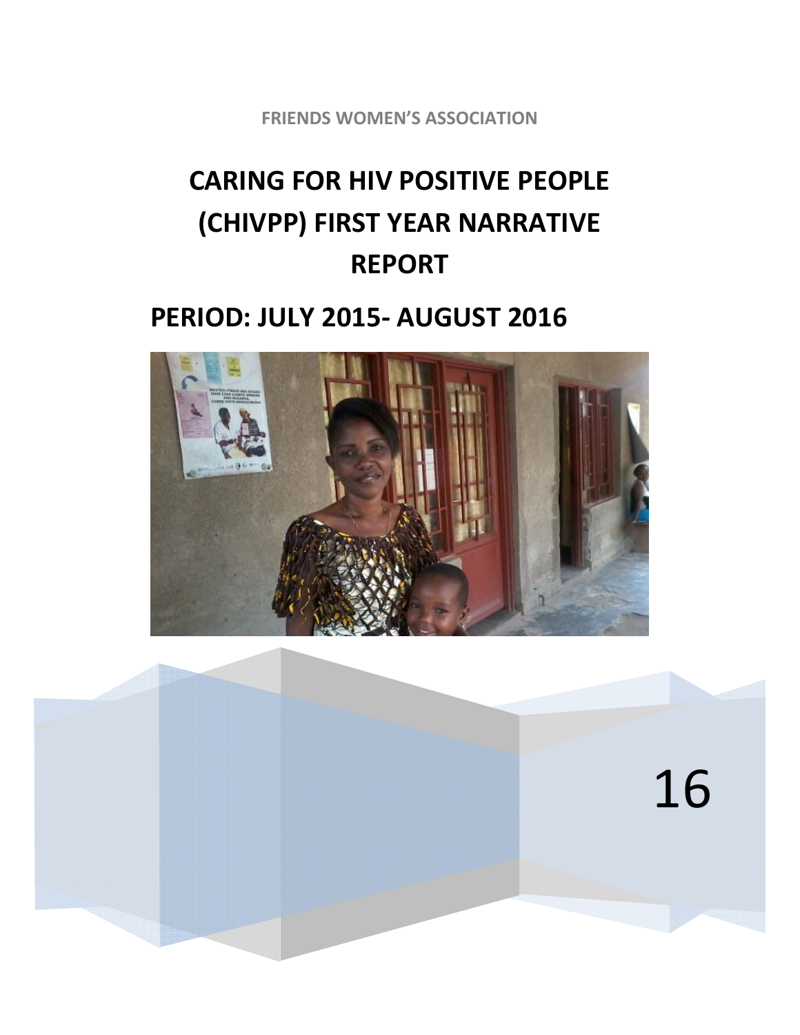FRIENDS WOMEN'S ASSOCIATION

# CARING FOR HIV POSITIVE PEOPLE (CHIVPP) FIRST YEAR NARRATIVE REPORT

## PERIOD: JULY 2015- AUGUST 2016

16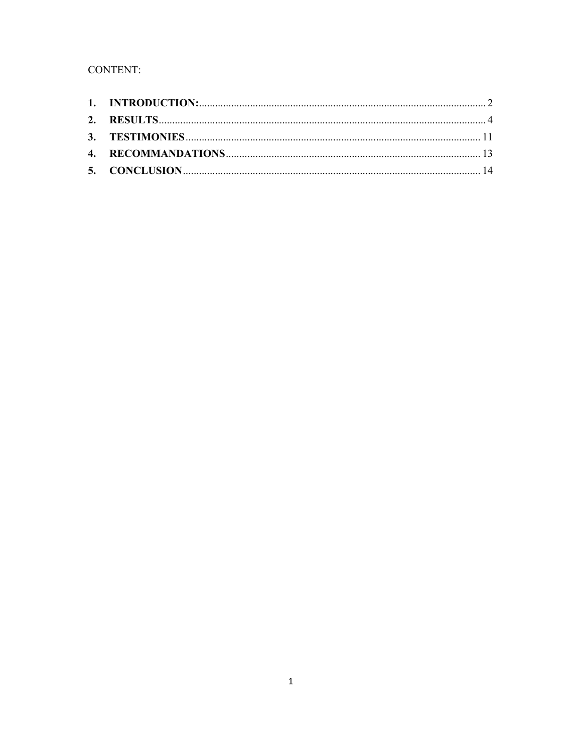CONTENT:

1. **INTRODUCTION:** ........................................................................ 2
2. **RESULTS** ........................................................................ 4
3. **TESTIMONIES** ........................................................................ 11
4. **RECOMMANDATIONS** ........................................................................ 13
5. **CONCLUSION** ........................................................................ 14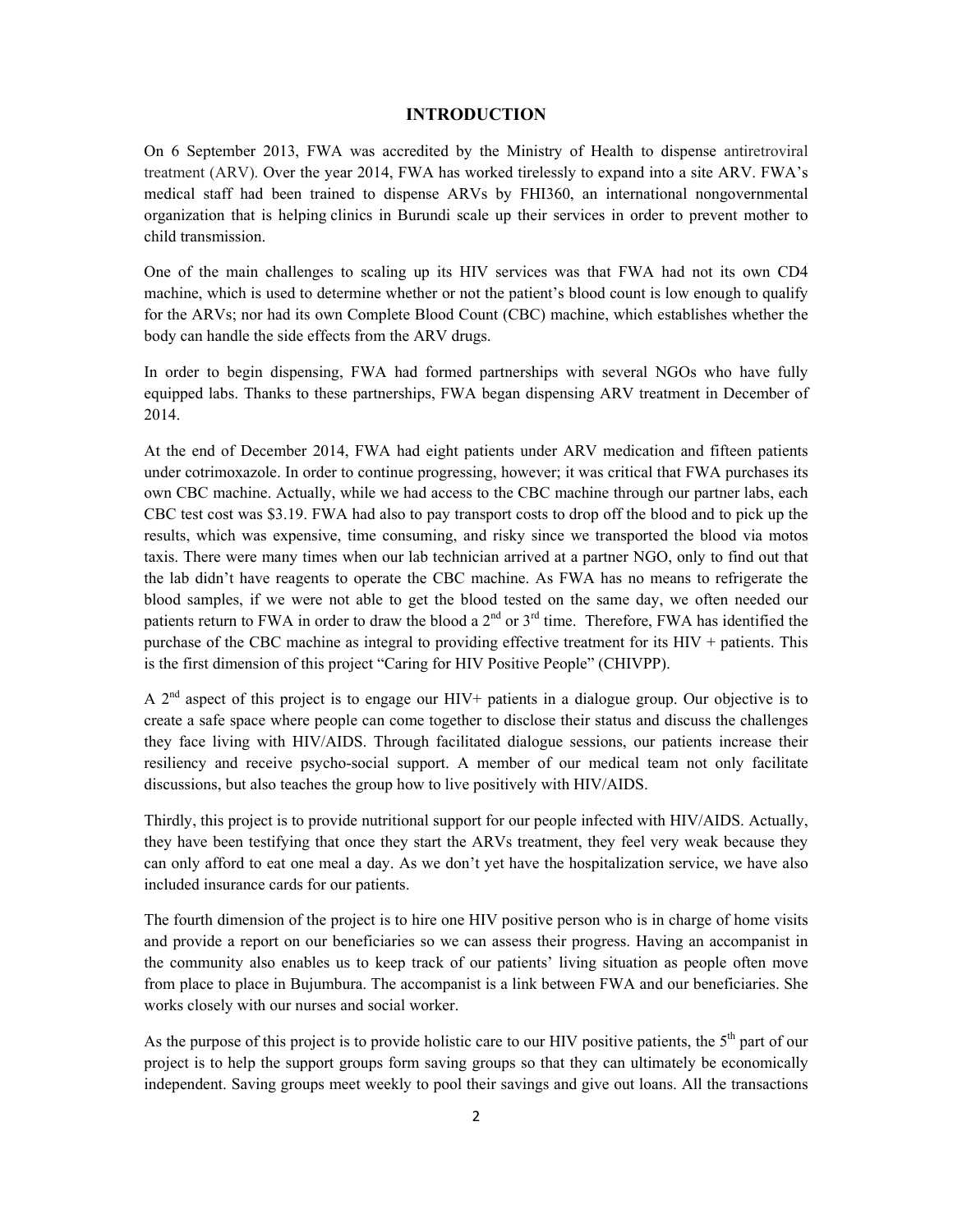# INTRODUCTION

On 6 September 2013, FWA was accredited by the Ministry of Health to dispense antiretroviral treatment (ARV). Over the year 2014, FWA has worked tirelessly to expand into a site ARV. FWA's medical staff had been trained to dispense ARVs by FHI360, an international nongovernmental organization that is helping clinics in Burundi scale up their services in order to prevent mother to child transmission.

One of the main challenges to scaling up its HIV services was that FWA had not its own CD4 machine, which is used to determine whether or not the patient's blood count is low enough to qualify for the ARVs; nor had its own Complete Blood Count (CBC) machine, which establishes whether the body can handle the side effects from the ARV drugs.

In order to begin dispensing, FWA had formed partnerships with several NGOs who have fully equipped labs. Thanks to these partnerships, FWA began dispensing ARV treatment in December of 2014.

At the end of December 2014, FWA had eight patients under ARV medication and fifteen patients under cotrimoxazole. In order to continue progressing, however; it was critical that FWA purchases its own CBC machine. Actually, while we had access to the CBC machine through our partner labs, each CBC test cost was $3.19. FWA had also to pay transport costs to drop off the blood and to pick up the results, which was expensive, time consuming, and risky since we transported the blood via motos taxis. There were many times when our lab technician arrived at a partner NGO, only to find out that the lab didn't have reagents to operate the CBC machine. As FWA has no means to refrigerate the blood samples, if we were not able to get the blood tested on the same day, we often needed our patients return to FWA in order to draw the blood a 2nd or 3rd time. Therefore, FWA has identified the purchase of the CBC machine as integral to providing effective treatment for its HIV + patients. This is the first dimension of this project "Caring for HIV Positive People" (CHIVPP).

A 2nd aspect of this project is to engage our HIV+ patients in a dialogue group. Our objective is to create a safe space where people can come together to disclose their status and discuss the challenges they face living with HIV/AIDS. Through facilitated dialogue sessions, our patients increase their resiliency and receive psycho-social support. A member of our medical team not only facilitate discussions, but also teaches the group how to live positively with HIV/AIDS.

Thirdly, this project is to provide nutritional support for our people infected with HIV/AIDS. Actually, they have been testifying that once they start the ARVs treatment, they feel very weak because they can only afford to eat one meal a day. As we don't yet have the hospitalization service, we have also included insurance cards for our patients.

The fourth dimension of the project is to hire one HIV positive person who is in charge of home visits and provide a report on our beneficiaries so we can assess their progress. Having an accompanist in the community also enables us to keep track of our patients' living situation as people often move from place to place in Bujumbura. The accompanist is a link between FWA and our beneficiaries. She works closely with our nurses and social worker.

As the purpose of this project is to provide holistic care to our HIV positive patients, the 5th part of our project is to help the support groups form saving groups so that they can ultimately be economically independent. Saving groups meet weekly to pool their savings and give out loans. All the transactions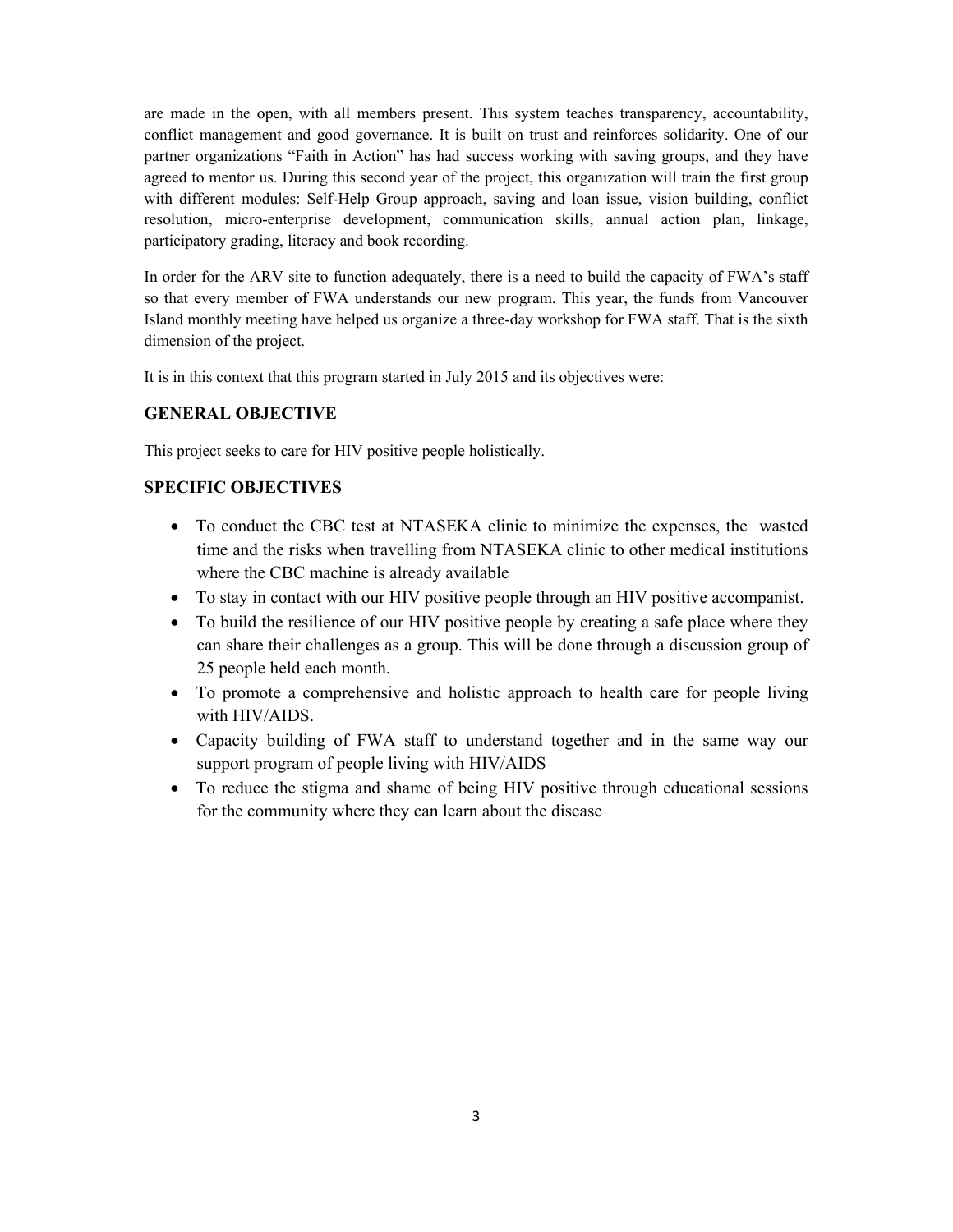are made in the open, with all members present. This system teaches transparency, accountability, conflict management and good governance. It is built on trust and reinforces solidarity. One of our partner organizations "Faith in Action" has had success working with saving groups, and they have agreed to mentor us. During this second year of the project, this organization will train the first group with different modules: Self-Help Group approach, saving and loan issue, vision building, conflict resolution, micro-enterprise development, communication skills, annual action plan, linkage, participatory grading, literacy and book recording.

In order for the ARV site to function adequately, there is a need to build the capacity of FWA's staff so that every member of FWA understands our new program. This year, the funds from Vancouver Island monthly meeting have helped us organize a three-day workshop for FWA staff. That is the sixth dimension of the project.

It is in this context that this program started in July 2015 and its objectives were:

### GENERAL OBJECTIVE

This project seeks to care for HIV positive people holistically.

### SPECIFIC OBJECTIVES

- To conduct the CBC test at NTASEKA clinic to minimize the expenses, the wasted time and the risks when travelling from NTASEKA clinic to other medical institutions where the CBC machine is already available
- To stay in contact with our HIV positive people through an HIV positive accompanist.
- To build the resilience of our HIV positive people by creating a safe place where they can share their challenges as a group. This will be done through a discussion group of 25 people held each month.
- To promote a comprehensive and holistic approach to health care for people living with HIV/AIDS.
- Capacity building of FWA staff to understand together and in the same way our support program of people living with HIV/AIDS
- To reduce the stigma and shame of being HIV positive through educational sessions for the community where they can learn about the disease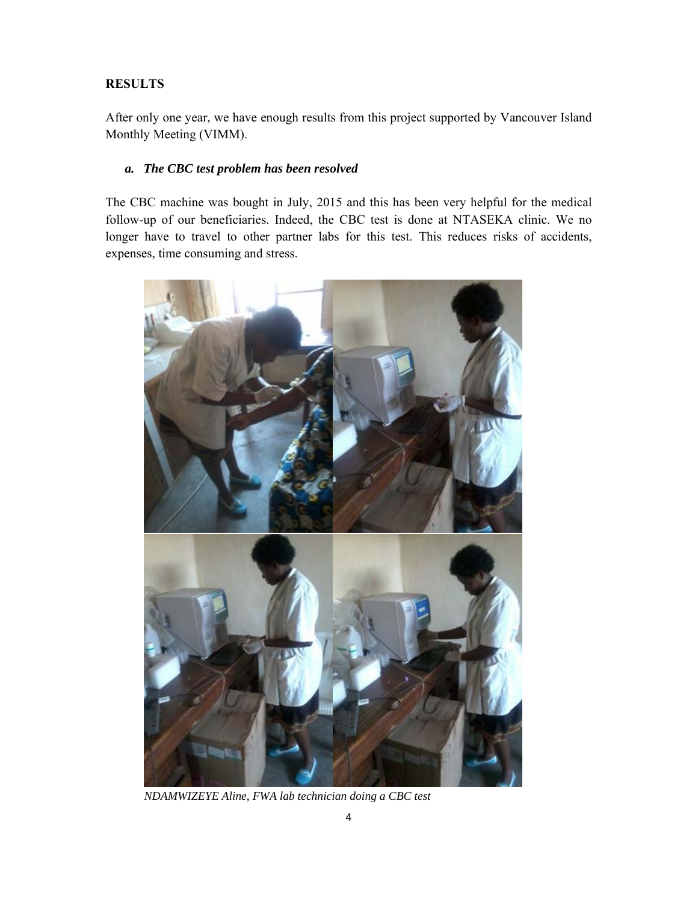## RESULTS

After only one year, we have enough results from this project supported by Vancouver Island Monthly Meeting (VIMM).

### *a. The CBC test problem has been resolved*

The CBC machine was bought in July, 2015 and this has been very helpful for the medical follow-up of our beneficiaries. Indeed, the CBC test is done at NTASEKA clinic. We no longer have to travel to other partner labs for this test. This reduces risks of accidents, expenses, time consuming and stress.

*NDAMWIZEYE Aline, FWA lab technician doing a CBC test*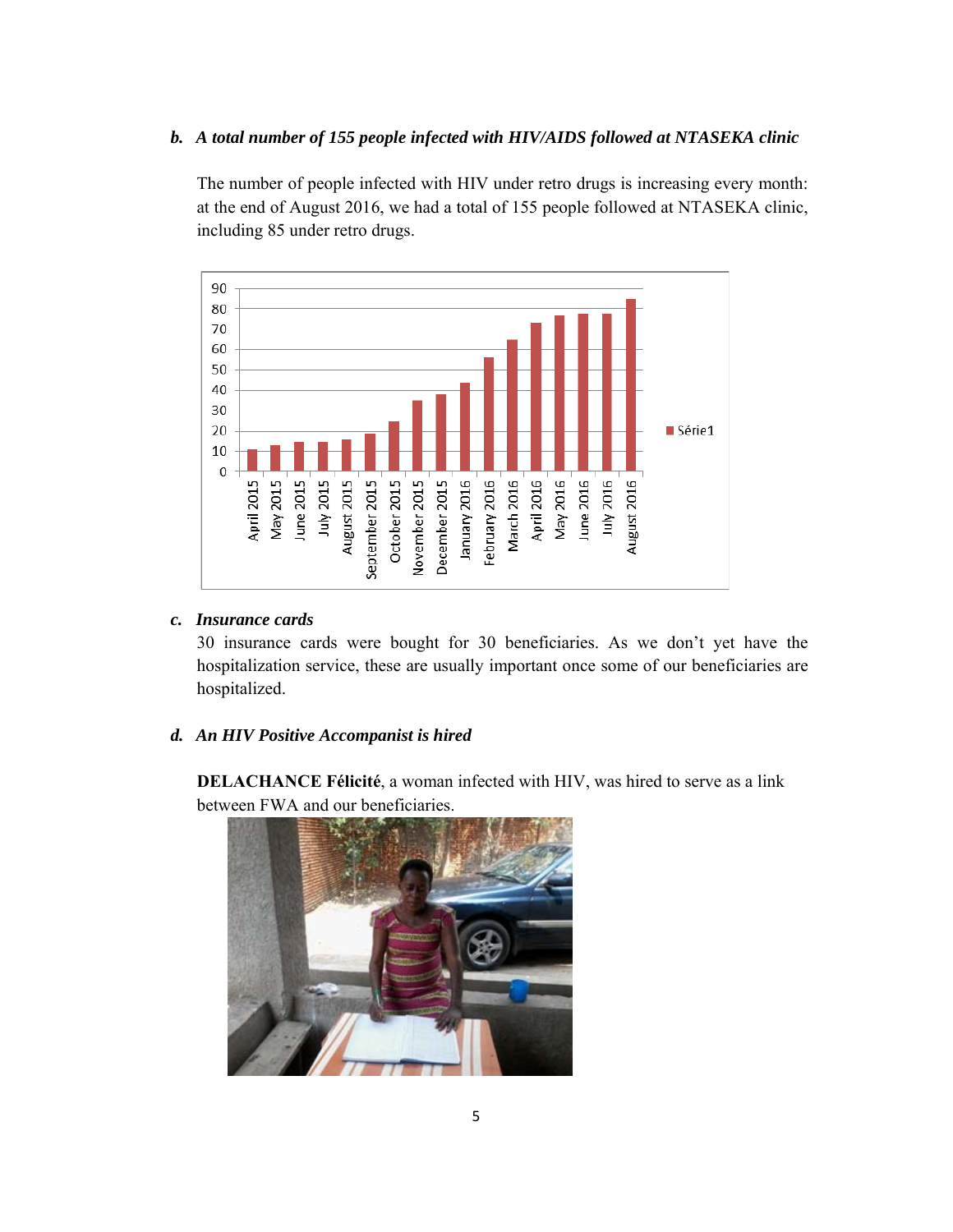### b. *A total number of 155 people infected with HIV/AIDS followed at NTASEKA clinic*

The number of people infected with HIV under retro drugs is increasing every month: at the end of August 2016, we had a total of 155 people followed at NTASEKA clinic, including 85 under retro drugs.

### c. *Insurance cards*

30 insurance cards were bought for 30 beneficiaries. As we don't yet have the hospitalization service, these are usually important once some of our beneficiaries are hospitalized.

### d. *An HIV Positive Accompanist is hired*

**DELACHANCE Félicité**, a woman infected with HIV, was hired to serve as a link between FWA and our beneficiaries.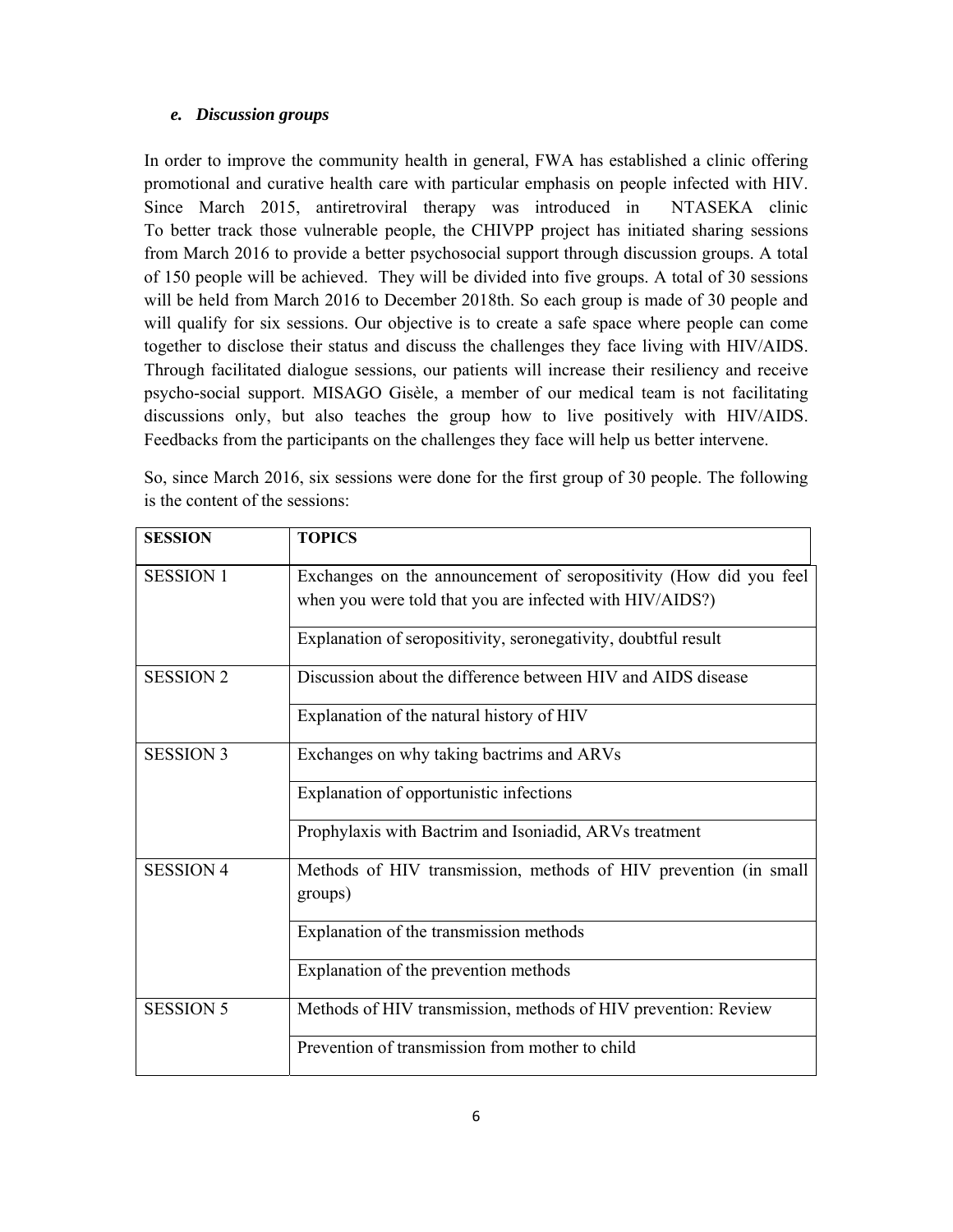### *e. Discussion groups*

In order to improve the community health in general, FWA has established a clinic offering promotional and curative health care with particular emphasis on people infected with HIV. Since March 2015, antiretroviral therapy was introduced in NTASEKA clinic To better track those vulnerable people, the CHIVPP project has initiated sharing sessions from March 2016 to provide a better psychosocial support through discussion groups. A total of 150 people will be achieved. They will be divided into five groups. A total of 30 sessions will be held from March 2016 to December 2018th. So each group is made of 30 people and will qualify for six sessions. Our objective is to create a safe space where people can come together to disclose their status and discuss the challenges they face living with HIV/AIDS. Through facilitated dialogue sessions, our patients will increase their resiliency and receive psycho-social support. MISAGO Gisèle, a member of our medical team is not facilitating discussions only, but also teaches the group how to live positively with HIV/AIDS. Feedbacks from the participants on the challenges they face will help us better intervene.

So, since March 2016, six sessions were done for the first group of 30 people. The following is the content of the sessions:

| SESSION | TOPICS |
|---|---|
| SESSION 1 | Exchanges on the announcement of seropositivity (How did you feel when you were told that you are infected with HIV/AIDS?) |
| | Explanation of seropositivity, seronegativity, doubtful result |
| SESSION 2 | Discussion about the difference between HIV and AIDS disease |
| | Explanation of the natural history of HIV |
| SESSION 3 | Exchanges on why taking bactrims and ARVs |
| | Explanation of opportunistic infections |
| | Prophylaxis with Bactrim and Isoniadid, ARVs treatment |
| SESSION 4 | Methods of HIV transmission, methods of HIV prevention (in small groups) |
| | Explanation of the transmission methods |
| | Explanation of the prevention methods |
| SESSION 5 | Methods of HIV transmission, methods of HIV prevention: Review |
| | Prevention of transmission from mother to child |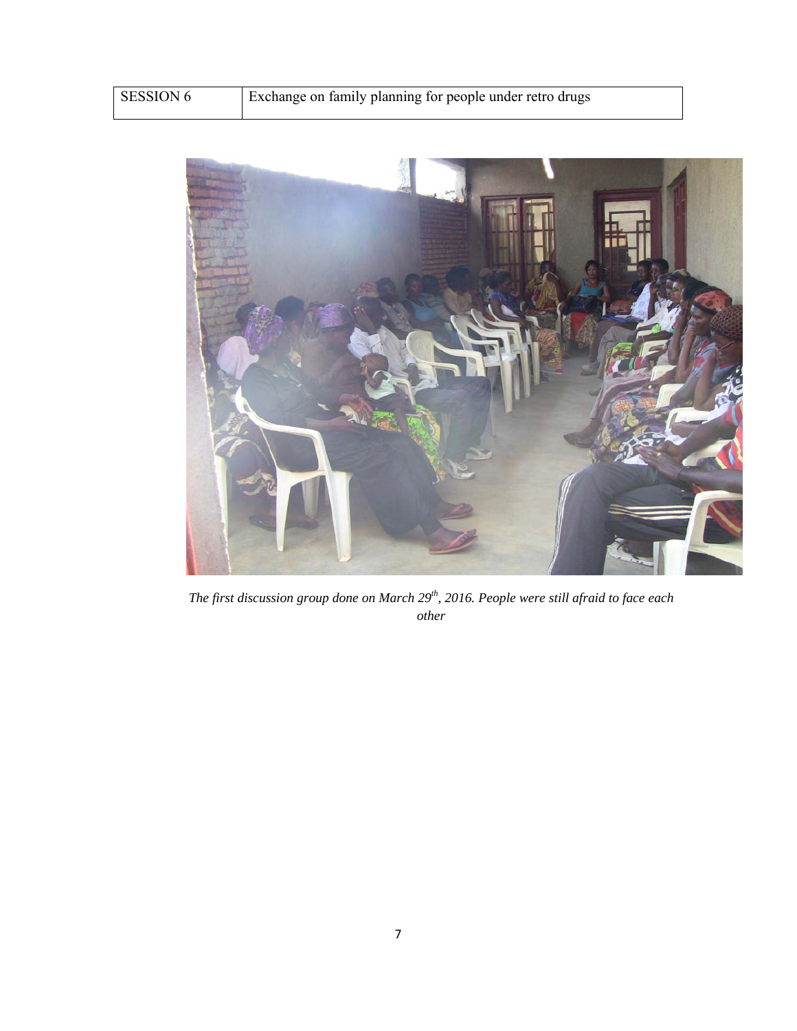| SESSION 6 | Exchange on family planning for people under retro drugs |
| --- | --- |

*The first discussion group done on March 29th, 2016. People were still afraid to face each other*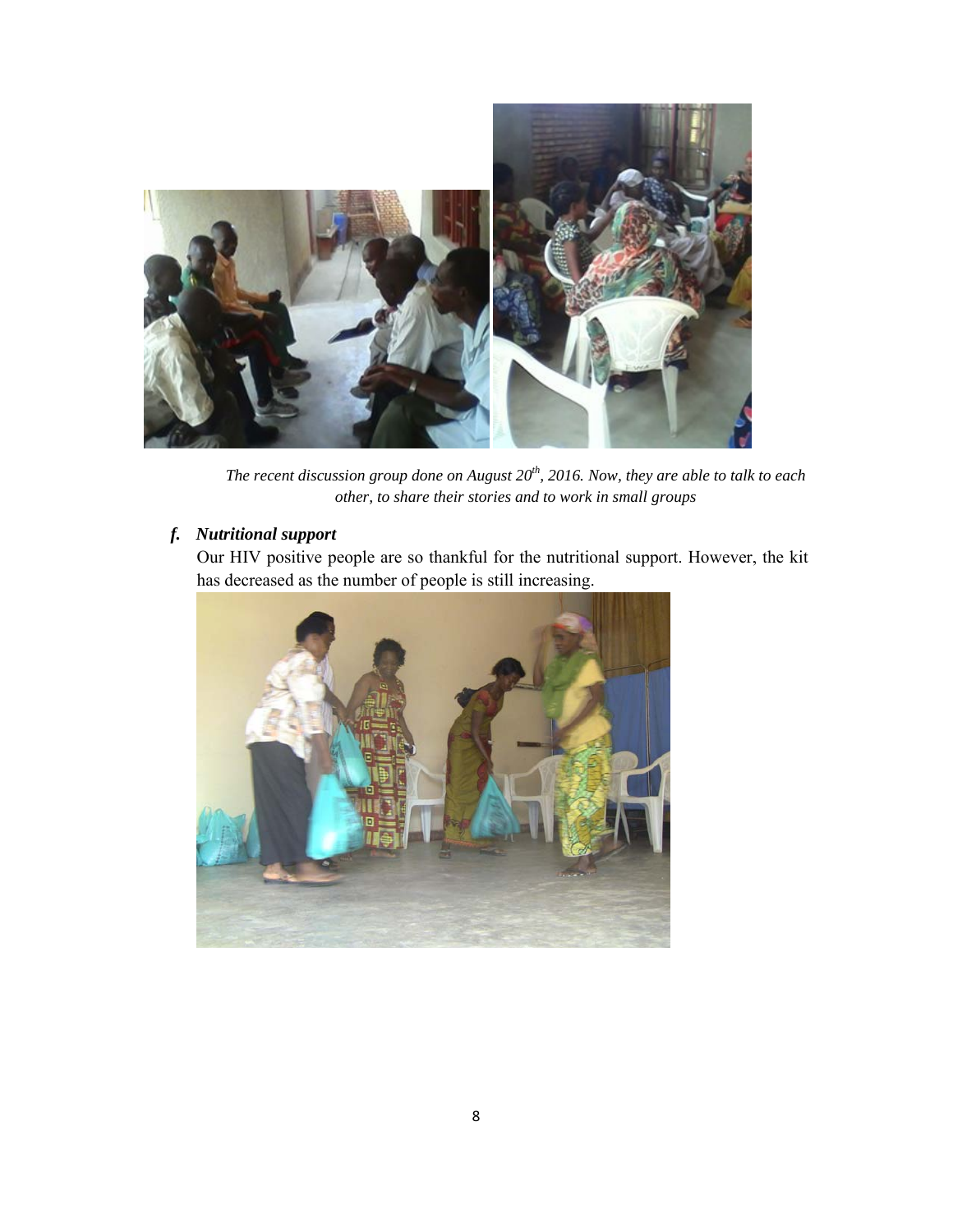*The recent discussion group done on August 20th, 2016. Now, they are able to talk to each other, to share their stories and to work in small groups*

### f. *Nutritional support*

Our HIV positive people are so thankful for the nutritional support. However, the kit has decreased as the number of people is still increasing.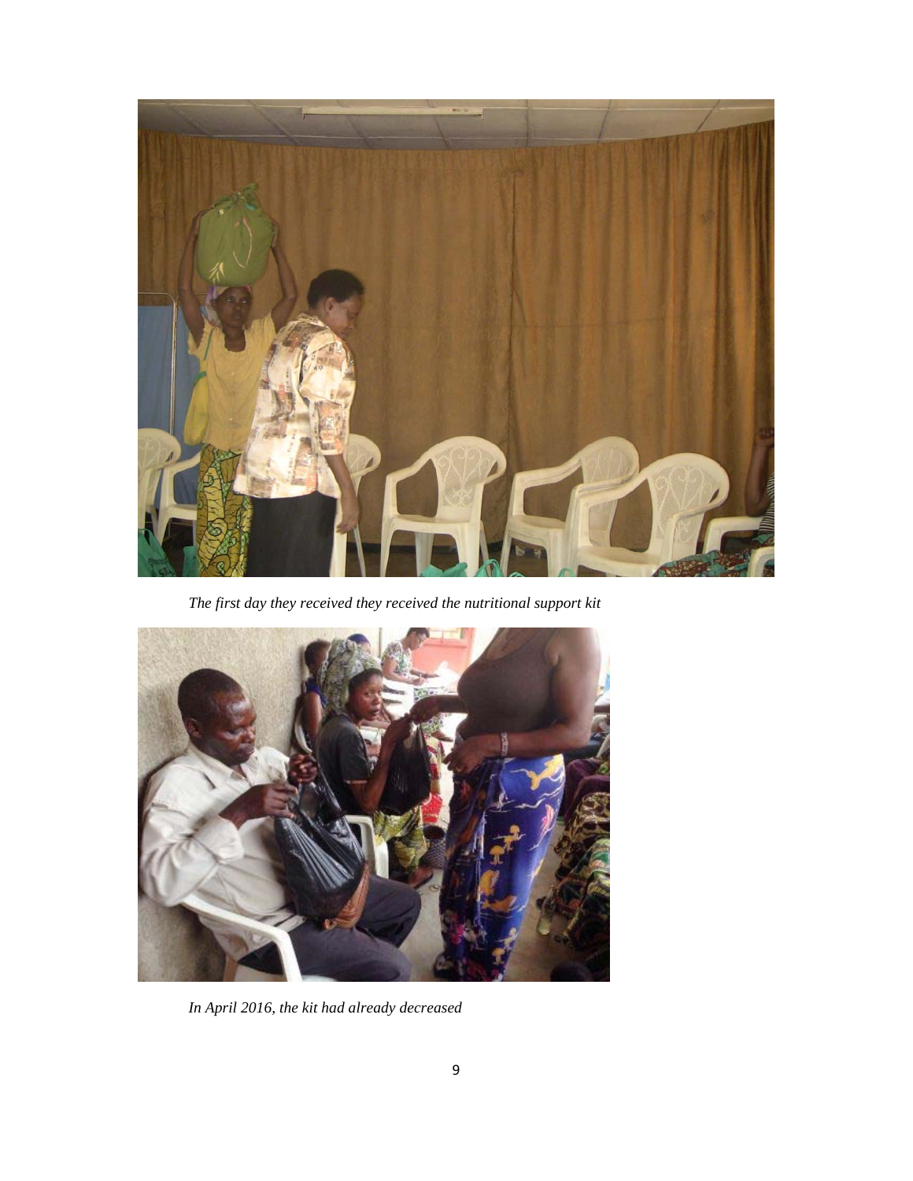*The first day they received they received the nutritional support kit*

*In April 2016, the kit had already decreased*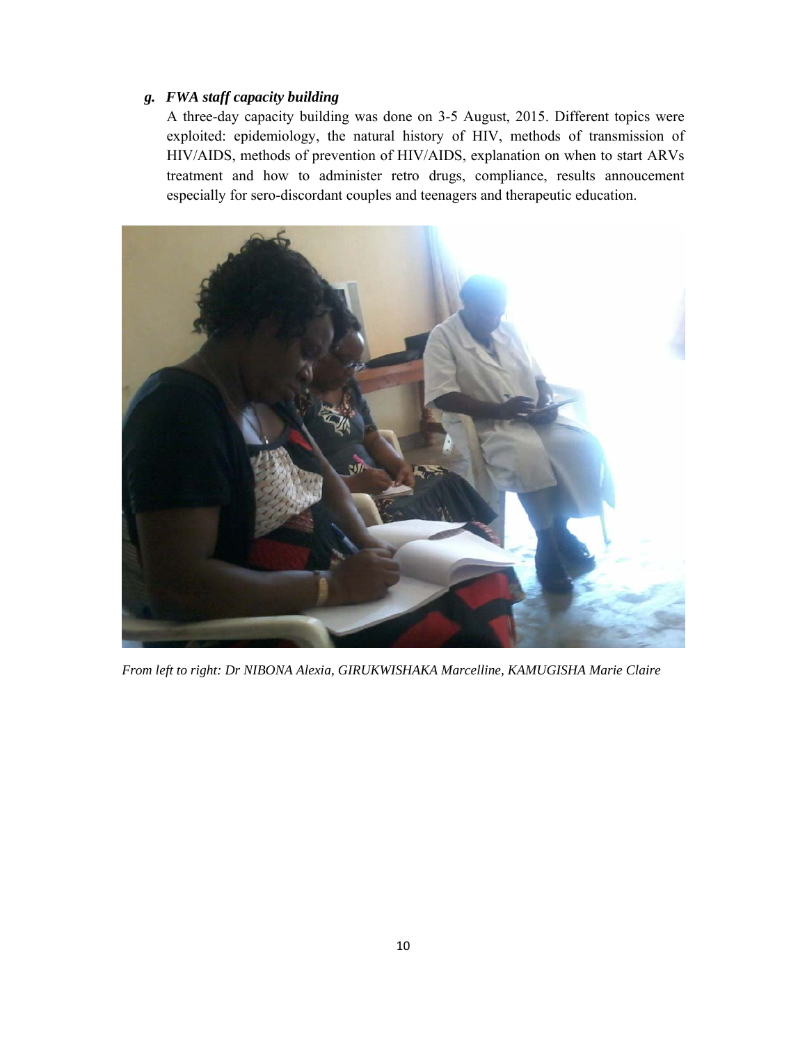### g. *FWA staff capacity building*

A three-day capacity building was done on 3-5 August, 2015. Different topics were exploited: epidemiology, the natural history of HIV, methods of transmission of HIV/AIDS, methods of prevention of HIV/AIDS, explanation on when to start ARVs treatment and how to administer retro drugs, compliance, results annoucement especially for sero-discordant couples and teenagers and therapeutic education.

*From left to right: Dr NIBONA Alexia, GIRUKWISHAKA Marcelline, KAMUGISHA Marie Claire*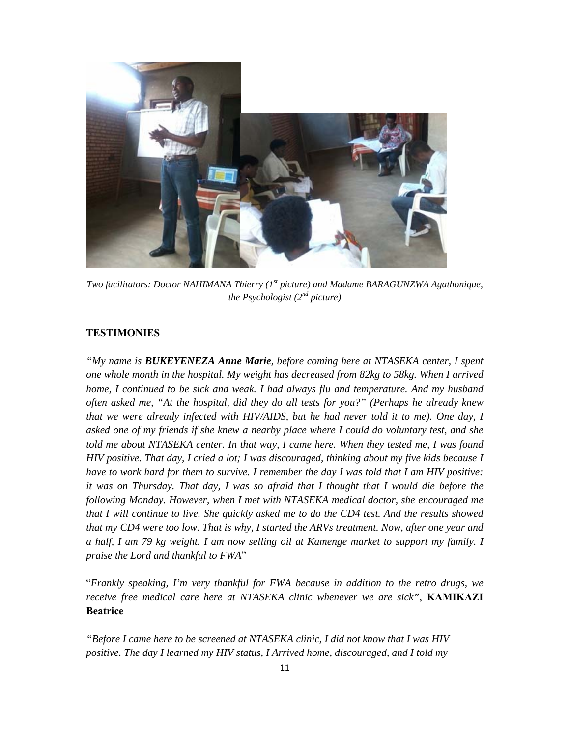*Two facilitators: Doctor NAHIMANA Thierry (1st picture) and Madame BARAGUNZWA Agathonique, the Psychologist (2nd picture)*

## TESTIMONIES

*"My name is **BUKEYENEZA Anne Marie**, before coming here at NTASEKA center, I spent one whole month in the hospital. My weight has decreased from 82kg to 58kg. When I arrived home, I continued to be sick and weak. I had always flu and temperature. And my husband often asked me, "At the hospital, did they do all tests for you?" (Perhaps he already knew that we were already infected with HIV/AIDS, but he had never told it to me). One day, I asked one of my friends if she knew a nearby place where I could do voluntary test, and she told me about NTASEKA center. In that way, I came here. When they tested me, I was found HIV positive. That day, I cried a lot; I was discouraged, thinking about my five kids because I have to work hard for them to survive. I remember the day I was told that I am HIV positive: it was on Thursday. That day, I was so afraid that I thought that I would die before the following Monday. However, when I met with NTASEKA medical doctor, she encouraged me that I will continue to live. She quickly asked me to do the CD4 test. And the results showed that my CD4 were too low. That is why, I started the ARVs treatment. Now, after one year and a half, I am 79 kg weight. I am now selling oil at Kamenge market to support my family. I praise the Lord and thankful to FWA*"

"*Frankly speaking, I'm very thankful for FWA because in addition to the retro drugs, we receive free medical care here at NTASEKA clinic whenever we are sick"*, **KAMIKAZI Beatrice**

*"Before I came here to be screened at NTASEKA clinic, I did not know that I was HIV positive. The day I learned my HIV status, I Arrived home, discouraged, and I told my*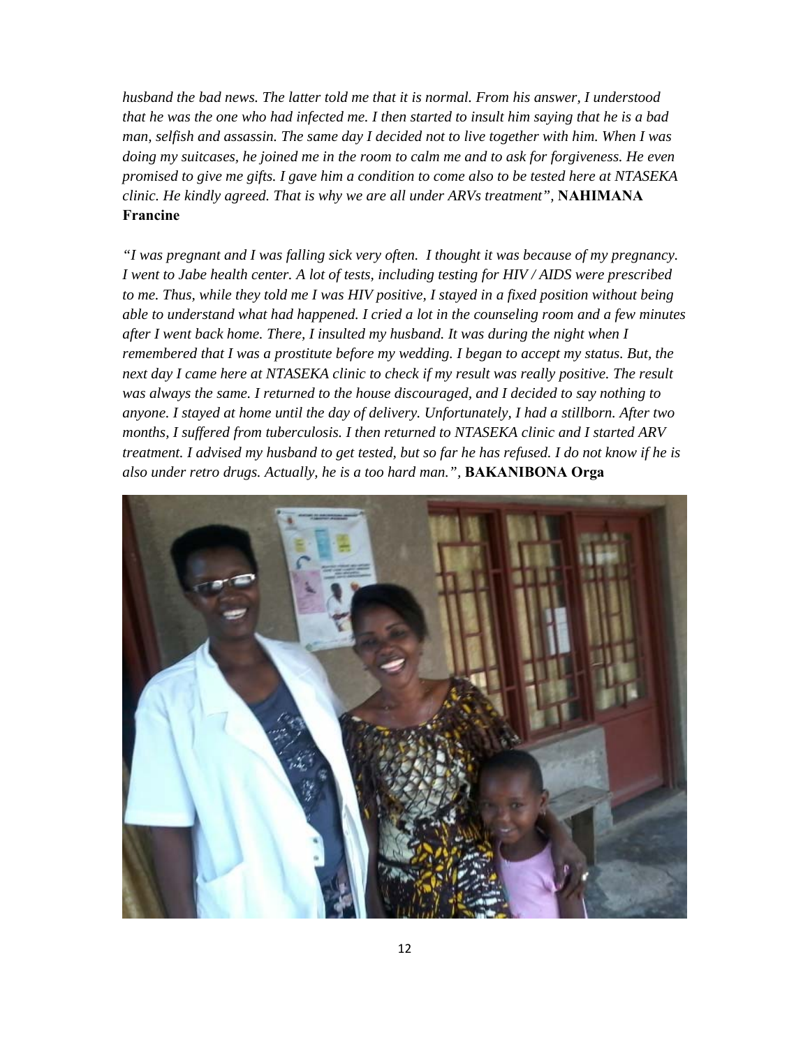*husband the bad news. The latter told me that it is normal. From his answer, I understood that he was the one who had infected me. I then started to insult him saying that he is a bad man, selfish and assassin. The same day I decided not to live together with him. When I was doing my suitcases, he joined me in the room to calm me and to ask for forgiveness. He even promised to give me gifts. I gave him a condition to come also to be tested here at NTASEKA clinic. He kindly agreed. That is why we are all under ARVs treatment",* **NAHIMANA Francine**

*"I was pregnant and I was falling sick very often. I thought it was because of my pregnancy. I went to Jabe health center. A lot of tests, including testing for HIV / AIDS were prescribed to me. Thus, while they told me I was HIV positive, I stayed in a fixed position without being able to understand what had happened. I cried a lot in the counseling room and a few minutes after I went back home. There, I insulted my husband. It was during the night when I remembered that I was a prostitute before my wedding. I began to accept my status. But, the next day I came here at NTASEKA clinic to check if my result was really positive. The result was always the same. I returned to the house discouraged, and I decided to say nothing to anyone. I stayed at home until the day of delivery. Unfortunately, I had a stillborn. After two months, I suffered from tuberculosis. I then returned to NTASEKA clinic and I started ARV treatment. I advised my husband to get tested, but so far he has refused. I do not know if he is also under retro drugs. Actually, he is a too hard man.",* **BAKANIBONA Orga**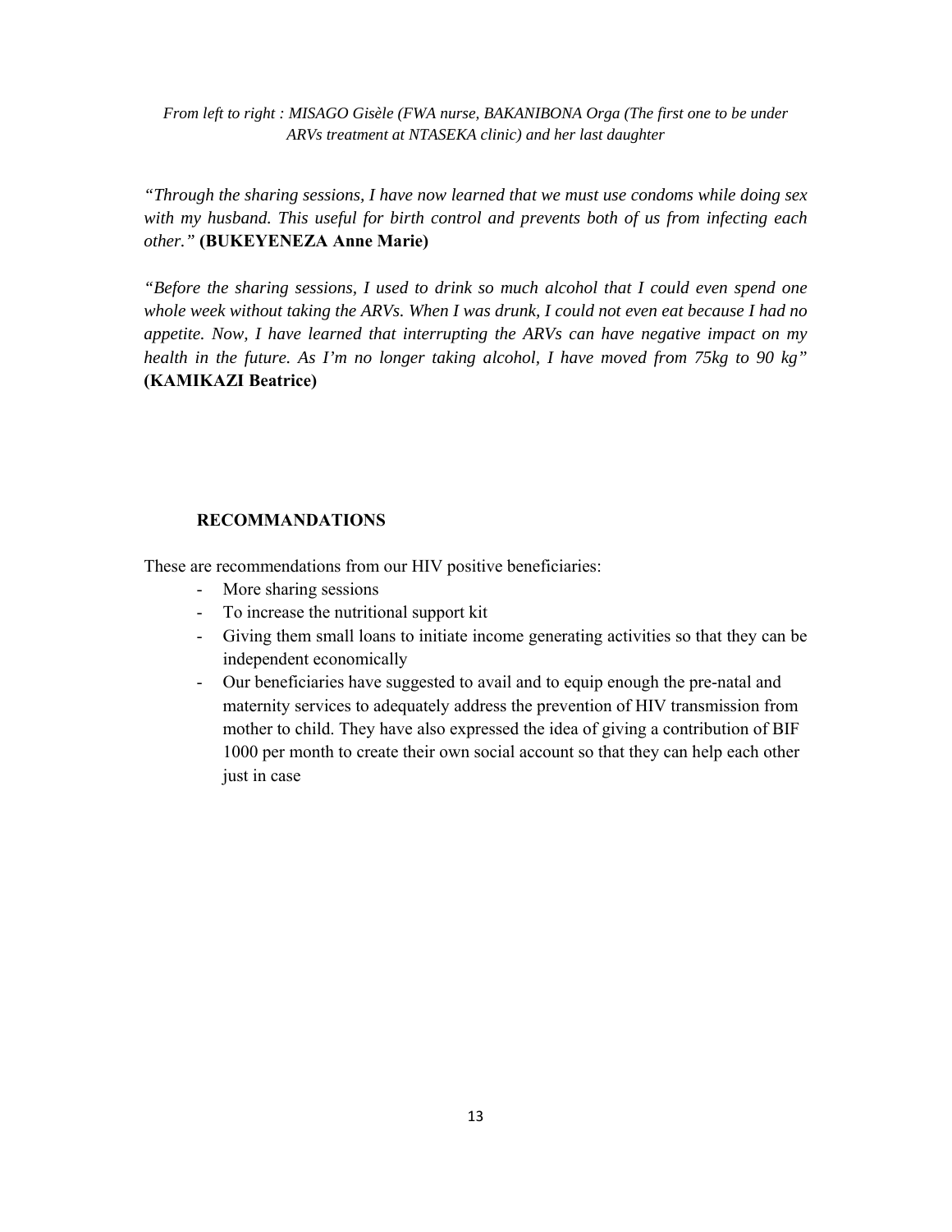*From left to right : MISAGO Gisèle (FWA nurse, BAKANIBONA Orga (The first one to be under ARVs treatment at NTASEKA clinic) and her last daughter*

*"Through the sharing sessions, I have now learned that we must use condoms while doing sex with my husband. This useful for birth control and prevents both of us from infecting each other."* **(BUKEYENEZA Anne Marie)**

*"Before the sharing sessions, I used to drink so much alcohol that I could even spend one whole week without taking the ARVs. When I was drunk, I could not even eat because I had no appetite. Now, I have learned that interrupting the ARVs can have negative impact on my health in the future. As I'm no longer taking alcohol, I have moved from 75kg to 90 kg"* **(KAMIKAZI Beatrice)**

## RECOMMANDATIONS

These are recommendations from our HIV positive beneficiaries:

- More sharing sessions
- To increase the nutritional support kit
- Giving them small loans to initiate income generating activities so that they can be independent economically
- Our beneficiaries have suggested to avail and to equip enough the pre-natal and maternity services to adequately address the prevention of HIV transmission from mother to child. They have also expressed the idea of giving a contribution of BIF 1000 per month to create their own social account so that they can help each other just in case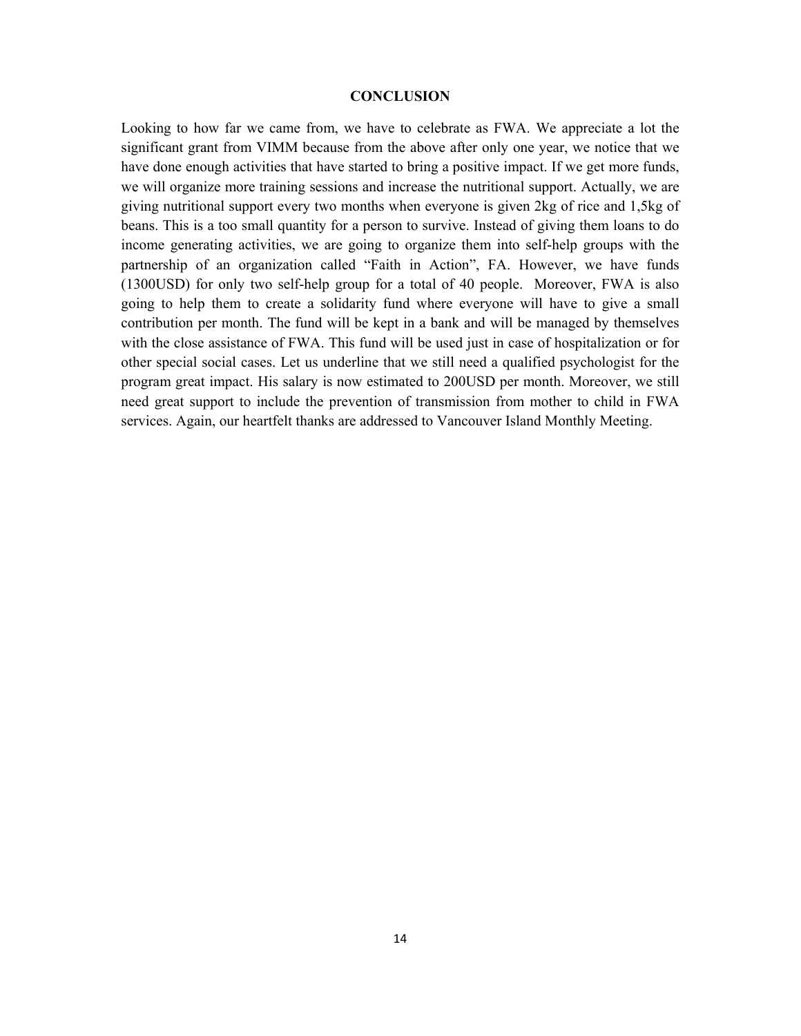# CONCLUSION

Looking to how far we came from, we have to celebrate as FWA. We appreciate a lot the significant grant from VIMM because from the above after only one year, we notice that we have done enough activities that have started to bring a positive impact. If we get more funds, we will organize more training sessions and increase the nutritional support. Actually, we are giving nutritional support every two months when everyone is given 2kg of rice and 1,5kg of beans. This is a too small quantity for a person to survive. Instead of giving them loans to do income generating activities, we are going to organize them into self-help groups with the partnership of an organization called "Faith in Action", FA. However, we have funds (1300USD) for only two self-help group for a total of 40 people. Moreover, FWA is also going to help them to create a solidarity fund where everyone will have to give a small contribution per month. The fund will be kept in a bank and will be managed by themselves with the close assistance of FWA. This fund will be used just in case of hospitalization or for other special social cases. Let us underline that we still need a qualified psychologist for the program great impact. His salary is now estimated to 200USD per month. Moreover, we still need great support to include the prevention of transmission from mother to child in FWA services. Again, our heartfelt thanks are addressed to Vancouver Island Monthly Meeting.